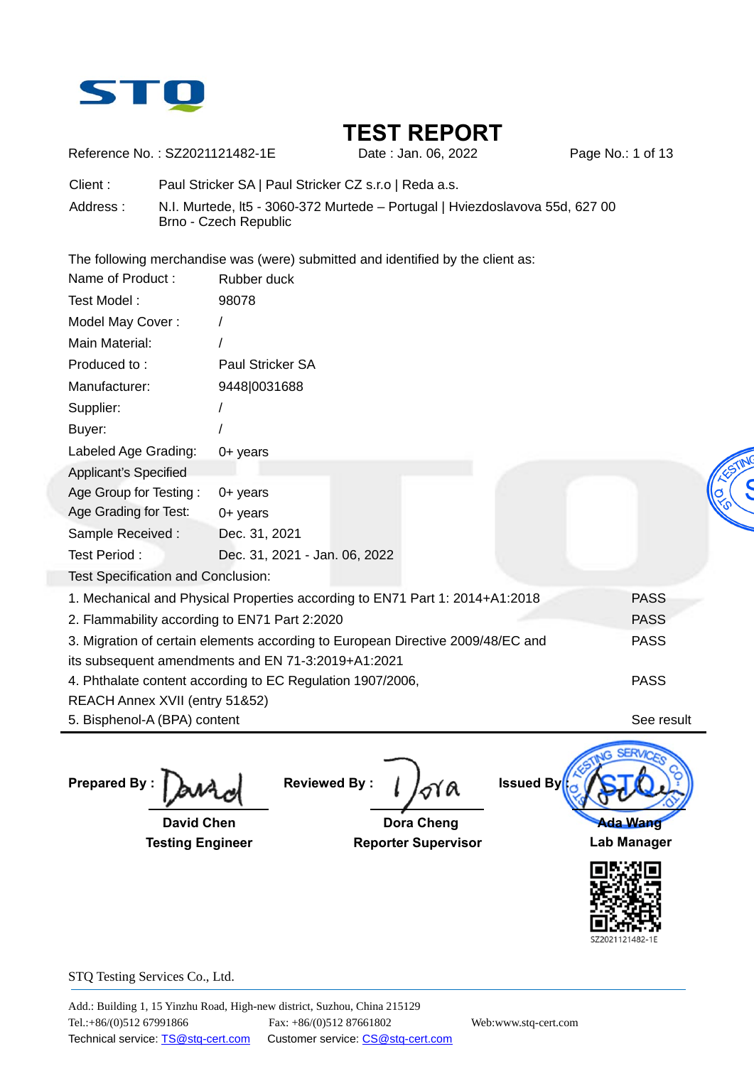STQ

# TEST REPORT

Reference No. : SZ2021121482-1E    Date : Jan. 06, 2022

Client : Paul Stricker SA | Paul Stricker CZ s.r.o | Reda a.s.

Address : N.I. Murtede, lt5 - 3060-372 Murtede – Portugal | Hviezdoslavova 55d, 627 00 Brno - Czech Republic

The following merchandise was (were) submitted and identified by the client as:

| | |
|---|---|
| Name of Product : | Rubber duck |
| Test Model : | 98078 |
| Model May Cover : | / |
| Main Material: | / |
| Produced to : | Paul Stricker SA |
| Manufacturer: | 9448\|0031688 |
| Supplier: | / |
| Buyer: | / |
| Labeled Age Grading: | 0+ years |
| Applicant's Specified Age Group for Testing : | 0+ years |
| Age Grading for Test: | 0+ years |
| Sample Received : | Dec. 31, 2021 |
| Test Period : | Dec. 31, 2021 - Jan. 06, 2022 |

Test Specification and Conclusion:

| | |
|---|---|
| 1. Mechanical and Physical Properties according to EN71 Part 1: 2014+A1:2018 | PASS |
| 2. Flammability according to EN71 Part 2:2020 | PASS |
| 3. Migration of certain elements according to European Directive 2009/48/EC and its subsequent amendments and EN 71-3:2019+A1:2021 | PASS |
| 4. Phthalate content according to EC Regulation 1907/2006, REACH Annex XVII (entry 51&52) | PASS |
| 5. Bisphenol-A (BPA) content | See result |

| **Prepared By :** | **Reviewed By :** | **Issued By :** |
|---|---|---|
| **David Chen** | **Dora Cheng** | **Ada Wang** |
| **Testing Engineer** | **Reporter Supervisor** | **Lab Manager** |

SZ2021121482-1E

STQ Testing Services Co., Ltd.

Add.: Building 1, 15 Yinzhu Road, High-new district, Suzhou, China 215129

Tel.:+86/(0)512 67991866    Fax: +86/(0)512 87661802    Web:www.stq-cert.com

Technical service: TS@stq-cert.com    Customer service: CS@stq-cert.com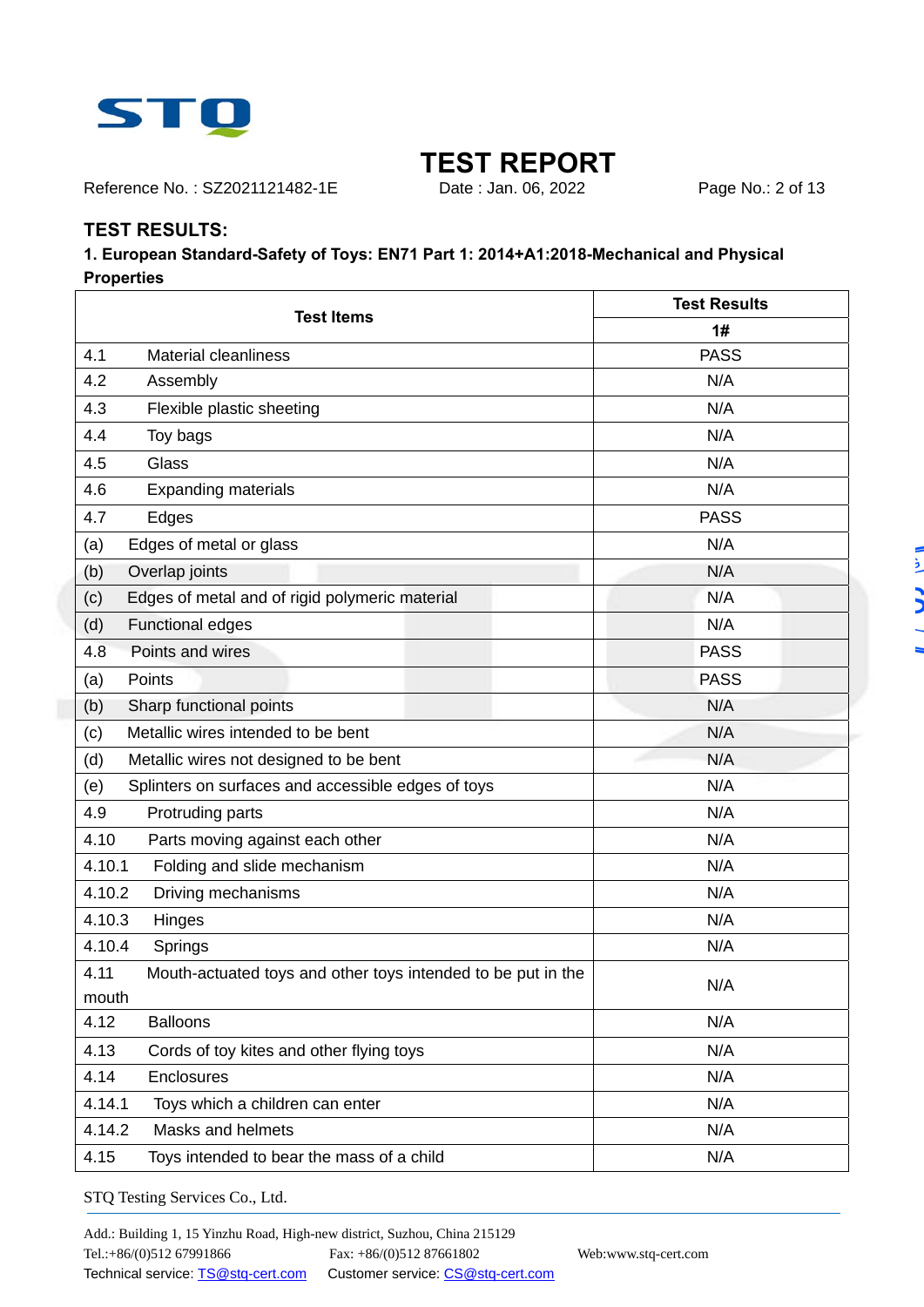# TEST REPORT

Reference No. : SZ2021121482-1E    Date : Jan. 06, 2022

## TEST RESULTS:

### 1. European Standard-Safety of Toys: EN71 Part 1: 2014+A1:2018-Mechanical and Physical Properties

| Test Items | Test Results |
|---|---|
| | 1# |
| 4.1 Material cleanliness | PASS |
| 4.2 Assembly | N/A |
| 4.3 Flexible plastic sheeting | N/A |
| 4.4 Toy bags | N/A |
| 4.5 Glass | N/A |
| 4.6 Expanding materials | N/A |
| 4.7 Edges | PASS |
| (a) Edges of metal or glass | N/A |
| (b) Overlap joints | N/A |
| (c) Edges of metal and of rigid polymeric material | N/A |
| (d) Functional edges | N/A |
| 4.8 Points and wires | PASS |
| (a) Points | PASS |
| (b) Sharp functional points | N/A |
| (c) Metallic wires intended to be bent | N/A |
| (d) Metallic wires not designed to be bent | N/A |
| (e) Splinters on surfaces and accessible edges of toys | N/A |
| 4.9 Protruding parts | N/A |
| 4.10 Parts moving against each other | N/A |
| 4.10.1 Folding and slide mechanism | N/A |
| 4.10.2 Driving mechanisms | N/A |
| 4.10.3 Hinges | N/A |
| 4.10.4 Springs | N/A |
| 4.11 Mouth-actuated toys and other toys intended to be put in the mouth | N/A |
| 4.12 Balloons | N/A |
| 4.13 Cords of toy kites and other flying toys | N/A |
| 4.14 Enclosures | N/A |
| 4.14.1 Toys which a children can enter | N/A |
| 4.14.2 Masks and helmets | N/A |
| 4.15 Toys intended to bear the mass of a child | N/A |

STQ Testing Services Co., Ltd.

Add.: Building 1, 15 Yinzhu Road, High-new district, Suzhou, China 215129
Tel.:+86/(0)512 67991866    Fax: +86/(0)512 87661802    Web:www.stq-cert.com
Technical service: TS@stq-cert.com    Customer service: CS@stq-cert.com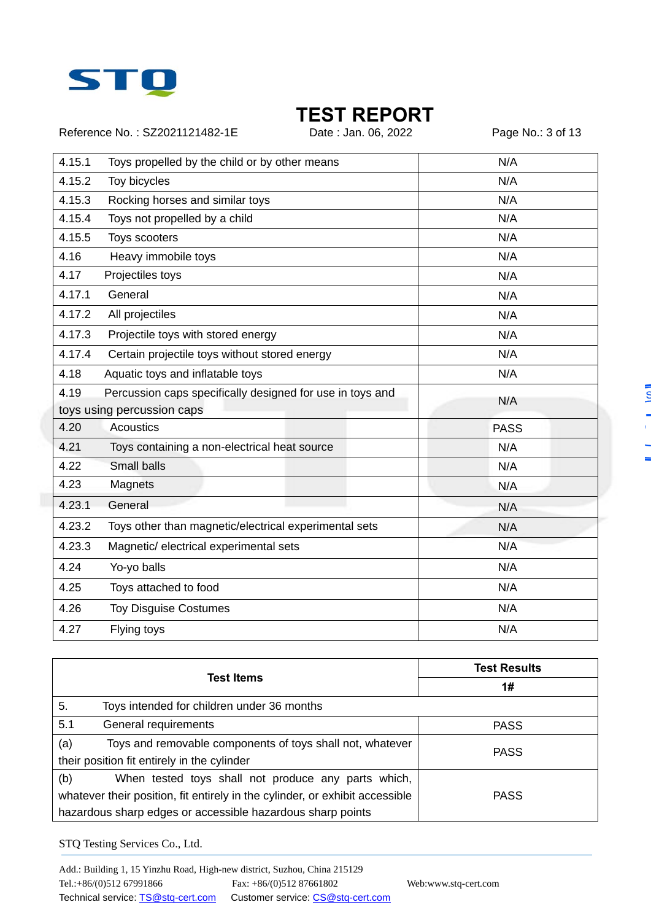| | | |
|---|---|---|
| 4.15.1 | Toys propelled by the child or by other means | N/A |
| 4.15.2 | Toy bicycles | N/A |
| 4.15.3 | Rocking horses and similar toys | N/A |
| 4.15.4 | Toys not propelled by a child | N/A |
| 4.15.5 | Toys scooters | N/A |
| 4.16 | Heavy immobile toys | N/A |
| 4.17 | Projectiles toys | N/A |
| 4.17.1 | General | N/A |
| 4.17.2 | All projectiles | N/A |
| 4.17.3 | Projectile toys with stored energy | N/A |
| 4.17.4 | Certain projectile toys without stored energy | N/A |
| 4.18 | Aquatic toys and inflatable toys | N/A |
| 4.19 | Percussion caps specifically designed for use in toys and toys using percussion caps | N/A |
| 4.20 | Acoustics | PASS |
| 4.21 | Toys containing a non-electrical heat source | N/A |
| 4.22 | Small balls | N/A |
| 4.23 | Magnets | N/A |
| 4.23.1 | General | N/A |
| 4.23.2 | Toys other than magnetic/electrical experimental sets | N/A |
| 4.23.3 | Magnetic/ electrical experimental sets | N/A |
| 4.24 | Yo-yo balls | N/A |
| 4.25 | Toys attached to food | N/A |
| 4.26 | Toy Disguise Costumes | N/A |
| 4.27 | Flying toys | N/A |

| **Test Items** | **Test Results** |
|---|---|
| | **1#** |
| 5. Toys intended for children under 36 months | |
| 5.1 General requirements | PASS |
| (a) Toys and removable components of toys shall not, whatever their position fit entirely in the cylinder | PASS |
| (b) When tested toys shall not produce any parts which, whatever their position, fit entirely in the cylinder, or exhibit accessible hazardous sharp edges or accessible hazardous sharp points | PASS |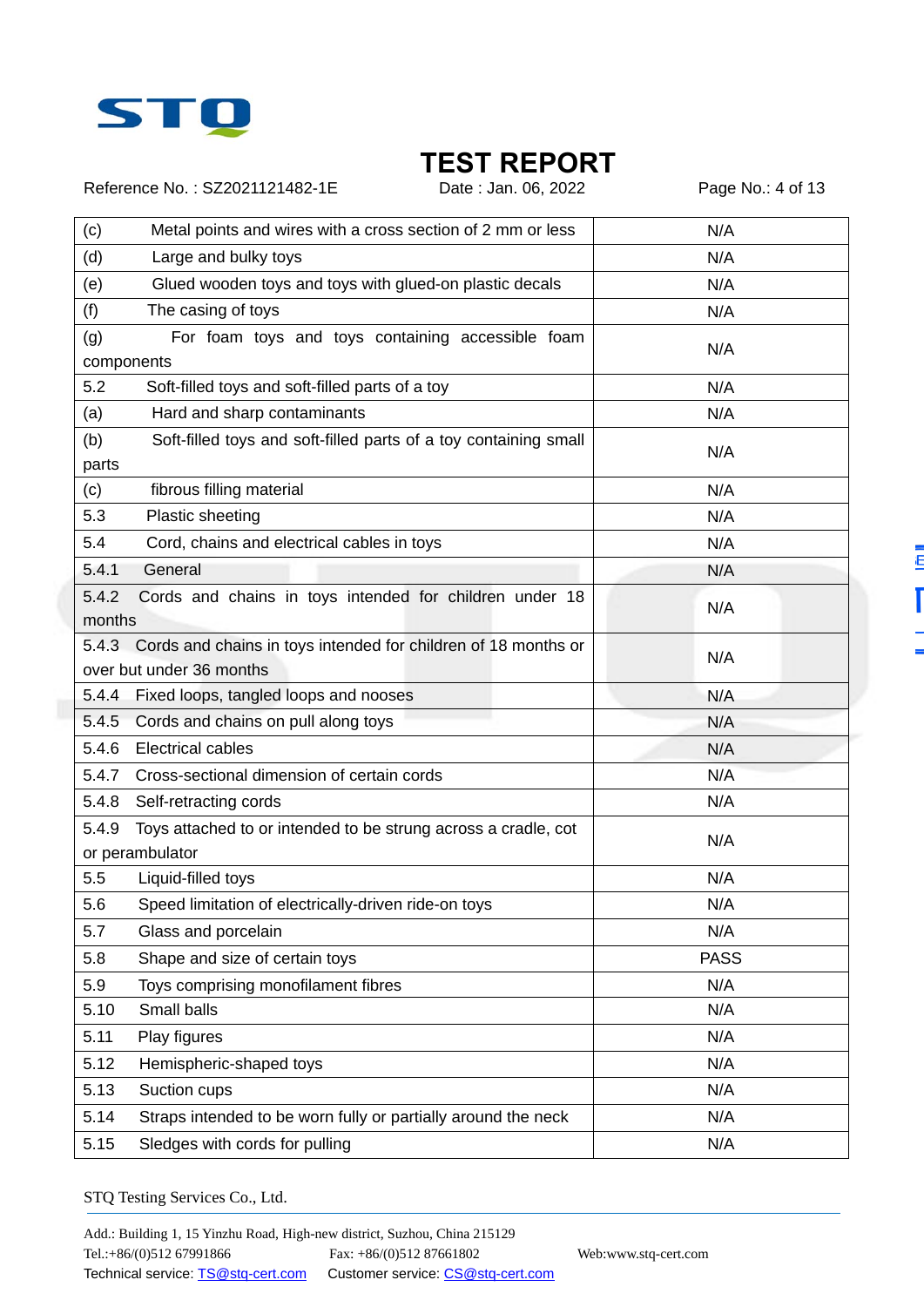# TEST REPORT

Reference No. : SZ2021121482-1E    Date : Jan. 06, 2022

| | |
|---|---|
| (c) Metal points and wires with a cross section of 2 mm or less | N/A |
| (d) Large and bulky toys | N/A |
| (e) Glued wooden toys and toys with glued-on plastic decals | N/A |
| (f) The casing of toys | N/A |
| (g) For foam toys and toys containing accessible foam components | N/A |
| 5.2 Soft-filled toys and soft-filled parts of a toy | N/A |
| (a) Hard and sharp contaminants | N/A |
| (b) Soft-filled toys and soft-filled parts of a toy containing small parts | N/A |
| (c) fibrous filling material | N/A |
| 5.3 Plastic sheeting | N/A |
| 5.4 Cord, chains and electrical cables in toys | N/A |
| 5.4.1 General | N/A |
| 5.4.2 Cords and chains in toys intended for children under 18 months | N/A |
| 5.4.3 Cords and chains in toys intended for children of 18 months or over but under 36 months | N/A |
| 5.4.4 Fixed loops, tangled loops and nooses | N/A |
| 5.4.5 Cords and chains on pull along toys | N/A |
| 5.4.6 Electrical cables | N/A |
| 5.4.7 Cross-sectional dimension of certain cords | N/A |
| 5.4.8 Self-retracting cords | N/A |
| 5.4.9 Toys attached to or intended to be strung across a cradle, cot or perambulator | N/A |
| 5.5 Liquid-filled toys | N/A |
| 5.6 Speed limitation of electrically-driven ride-on toys | N/A |
| 5.7 Glass and porcelain | N/A |
| 5.8 Shape and size of certain toys | PASS |
| 5.9 Toys comprising monofilament fibres | N/A |
| 5.10 Small balls | N/A |
| 5.11 Play figures | N/A |
| 5.12 Hemispheric-shaped toys | N/A |
| 5.13 Suction cups | N/A |
| 5.14 Straps intended to be worn fully or partially around the neck | N/A |
| 5.15 Sledges with cords for pulling | N/A |

STQ Testing Services Co., Ltd.

Add.: Building 1, 15 Yinzhu Road, High-new district, Suzhou, China 215129
Tel.:+86/(0)512 67991866    Fax: +86/(0)512 87661802    Web:www.stq-cert.com
Technical service: TS@stq-cert.com    Customer service: CS@stq-cert.com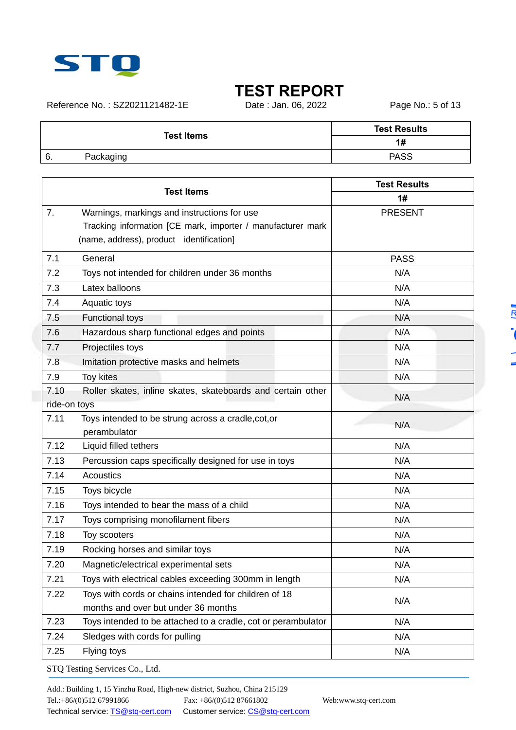# TEST REPORT

Reference No. : SZ2021121482-1E    Date : Jan. 06, 2022

| Test Items | Test Results |
|---|---|
| | 1# |
| 6. Packaging | PASS |

| Test Items | Test Results |
|---|---|
| | 1# |
| 7. Warnings, markings and instructions for use<br>Tracking information [CE mark, importer / manufacturer mark (name, address), product identification] | PRESENT |
| 7.1 General | PASS |
| 7.2 Toys not intended for children under 36 months | N/A |
| 7.3 Latex balloons | N/A |
| 7.4 Aquatic toys | N/A |
| 7.5 Functional toys | N/A |
| 7.6 Hazardous sharp functional edges and points | N/A |
| 7.7 Projectiles toys | N/A |
| 7.8 Imitation protective masks and helmets | N/A |
| 7.9 Toy kites | N/A |
| 7.10 Roller skates, inline skates, skateboards and certain other ride-on toys | N/A |
| 7.11 Toys intended to be strung across a cradle,cot,or perambulator | N/A |
| 7.12 Liquid filled tethers | N/A |
| 7.13 Percussion caps specifically designed for use in toys | N/A |
| 7.14 Acoustics | N/A |
| 7.15 Toys bicycle | N/A |
| 7.16 Toys intended to bear the mass of a child | N/A |
| 7.17 Toys comprising monofilament fibers | N/A |
| 7.18 Toy scooters | N/A |
| 7.19 Rocking horses and similar toys | N/A |
| 7.20 Magnetic/electrical experimental sets | N/A |
| 7.21 Toys with electrical cables exceeding 300mm in length | N/A |
| 7.22 Toys with cords or chains intended for children of 18 months and over but under 36 months | N/A |
| 7.23 Toys intended to be attached to a cradle, cot or perambulator | N/A |
| 7.24 Sledges with cords for pulling | N/A |
| 7.25 Flying toys | N/A |

STQ Testing Services Co., Ltd.

Add.: Building 1, 15 Yinzhu Road, High-new district, Suzhou, China 215129
Tel.:+86/(0)512 67991866    Fax: +86/(0)512 87661802    Web:www.stq-cert.com
Technical service: TS@stq-cert.com    Customer service: CS@stq-cert.com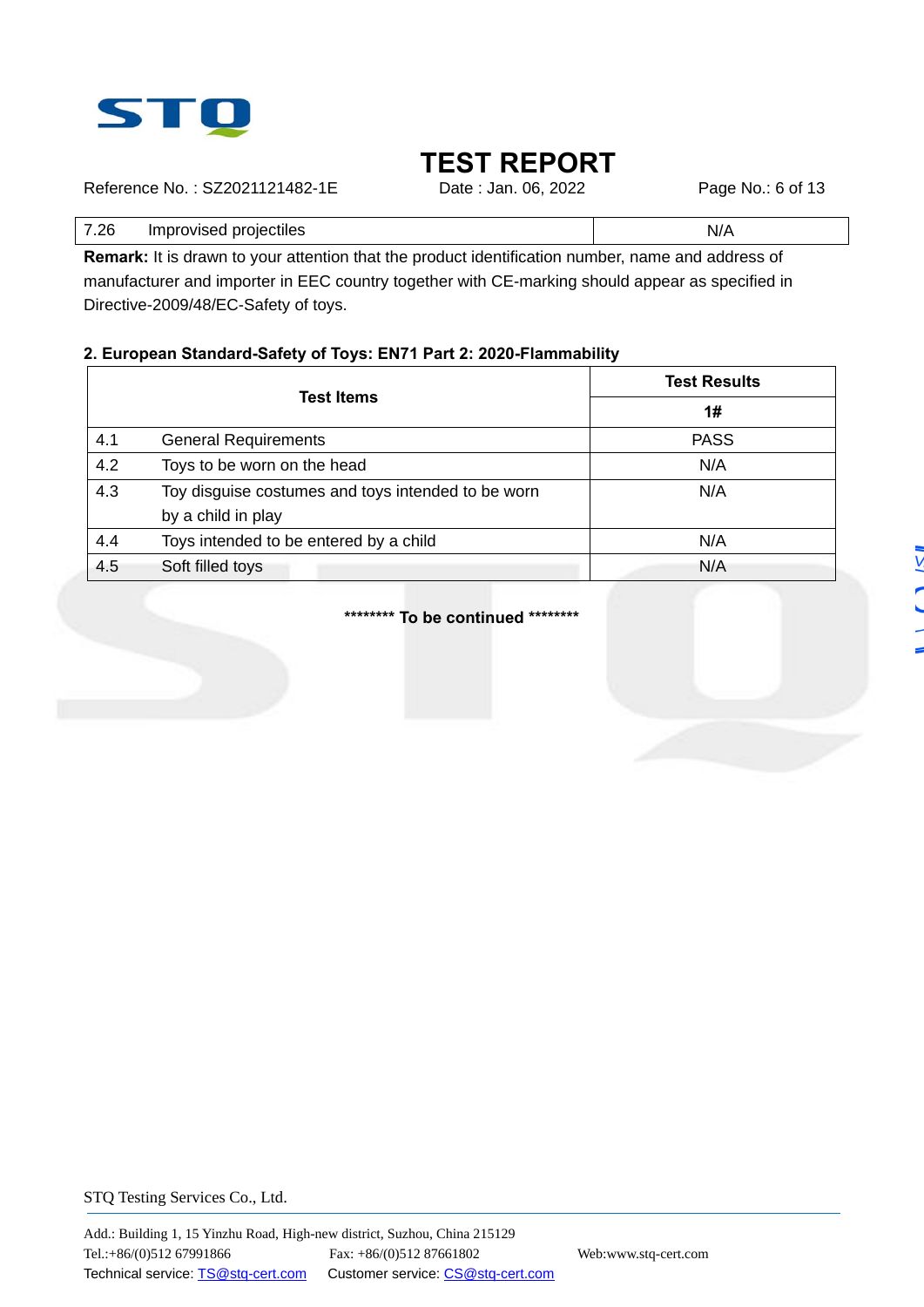| 7.26 | Improvised projectiles | N/A |
|---|---|---|

**Remark:** It is drawn to your attention that the product identification number, name and address of manufacturer and importer in EEC country together with CE-marking should appear as specified in Directive-2009/48/EC-Safety of toys.

**2. European Standard-Safety of Toys: EN71 Part 2: 2020-Flammability**

| Test Items | | Test Results |
|---|---|---|
| | | 1# |
| 4.1 | General Requirements | PASS |
| 4.2 | Toys to be worn on the head | N/A |
| 4.3 | Toy disguise costumes and toys intended to be worn by a child in play | N/A |
| 4.4 | Toys intended to be entered by a child | N/A |
| 4.5 | Soft filled toys | N/A |

******** To be continued ********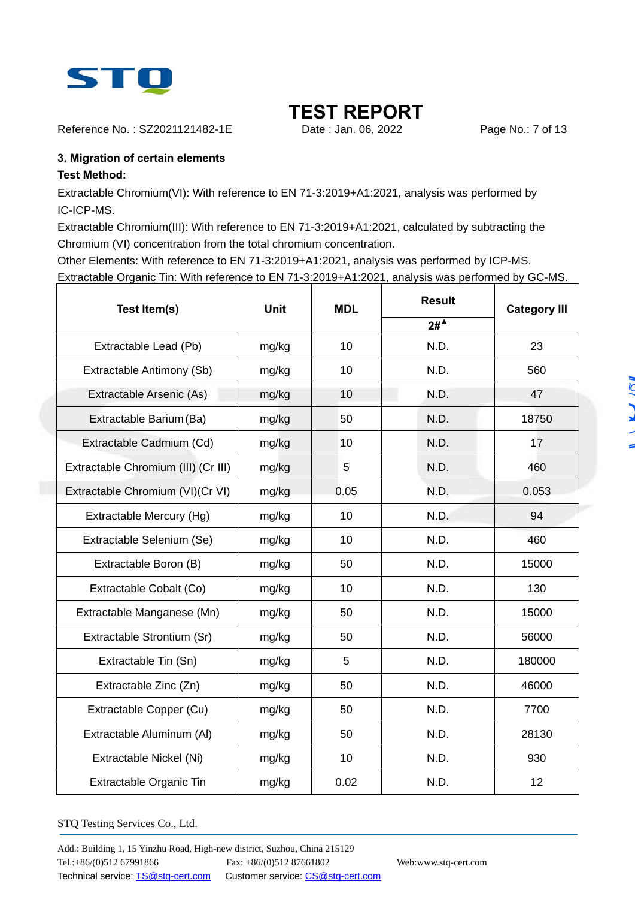## 3. Migration of certain elements

**Test Method:**

Extractable Chromium(VI): With reference to EN 71-3:2019+A1:2021, analysis was performed by IC-ICP-MS.

Extractable Chromium(III): With reference to EN 71-3:2019+A1:2021, calculated by subtracting the Chromium (VI) concentration from the total chromium concentration.

Other Elements: With reference to EN 71-3:2019+A1:2021, analysis was performed by ICP-MS.

Extractable Organic Tin: With reference to EN 71-3:2019+A1:2021, analysis was performed by GC-MS.

| Test Item(s) | Unit | MDL | Result | Category III |
|---|---|---|---|---|
| | | | 2#▲ | |
| Extractable Lead (Pb) | mg/kg | 10 | N.D. | 23 |
| Extractable Antimony (Sb) | mg/kg | 10 | N.D. | 560 |
| Extractable Arsenic (As) | mg/kg | 10 | N.D. | 47 |
| Extractable Barium (Ba) | mg/kg | 50 | N.D. | 18750 |
| Extractable Cadmium (Cd) | mg/kg | 10 | N.D. | 17 |
| Extractable Chromium (III) (Cr III) | mg/kg | 5 | N.D. | 460 |
| Extractable Chromium (VI)(Cr VI) | mg/kg | 0.05 | N.D. | 0.053 |
| Extractable Mercury (Hg) | mg/kg | 10 | N.D. | 94 |
| Extractable Selenium (Se) | mg/kg | 10 | N.D. | 460 |
| Extractable Boron (B) | mg/kg | 50 | N.D. | 15000 |
| Extractable Cobalt (Co) | mg/kg | 10 | N.D. | 130 |
| Extractable Manganese (Mn) | mg/kg | 50 | N.D. | 15000 |
| Extractable Strontium (Sr) | mg/kg | 50 | N.D. | 56000 |
| Extractable Tin (Sn) | mg/kg | 5 | N.D. | 180000 |
| Extractable Zinc (Zn) | mg/kg | 50 | N.D. | 46000 |
| Extractable Copper (Cu) | mg/kg | 50 | N.D. | 7700 |
| Extractable Aluminum (Al) | mg/kg | 50 | N.D. | 28130 |
| Extractable Nickel (Ni) | mg/kg | 10 | N.D. | 930 |
| Extractable Organic Tin | mg/kg | 0.02 | N.D. | 12 |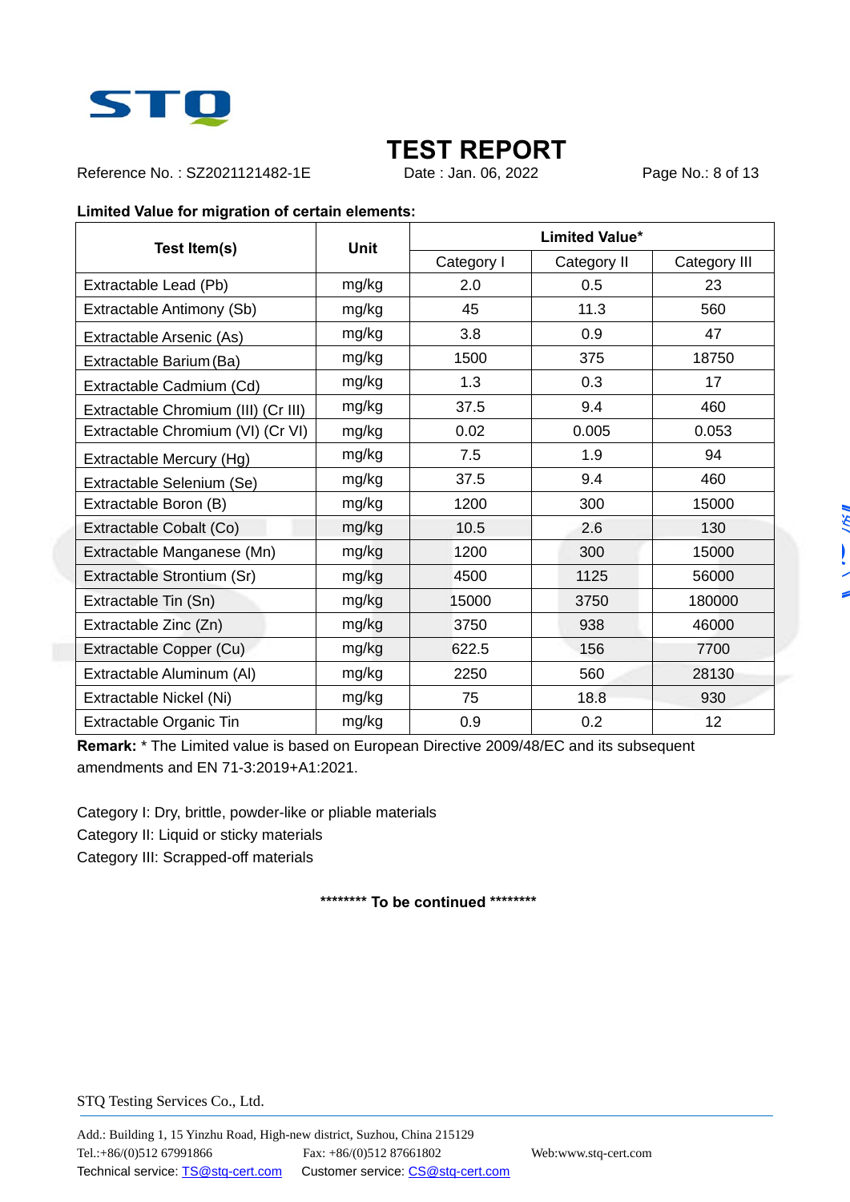# TEST REPORT

Reference No. : SZ2021121482-1E    Date : Jan. 06, 2022

**Limited Value for migration of certain elements:**

| Test Item(s) | Unit | Limited Value* | | |
|---|---|---|---|---|
| | | Category I | Category II | Category III |
| Extractable Lead (Pb) | mg/kg | 2.0 | 0.5 | 23 |
| Extractable Antimony (Sb) | mg/kg | 45 | 11.3 | 560 |
| Extractable Arsenic (As) | mg/kg | 3.8 | 0.9 | 47 |
| Extractable Barium (Ba) | mg/kg | 1500 | 375 | 18750 |
| Extractable Cadmium (Cd) | mg/kg | 1.3 | 0.3 | 17 |
| Extractable Chromium (III) (Cr III) | mg/kg | 37.5 | 9.4 | 460 |
| Extractable Chromium (VI) (Cr VI) | mg/kg | 0.02 | 0.005 | 0.053 |
| Extractable Mercury (Hg) | mg/kg | 7.5 | 1.9 | 94 |
| Extractable Selenium (Se) | mg/kg | 37.5 | 9.4 | 460 |
| Extractable Boron (B) | mg/kg | 1200 | 300 | 15000 |
| Extractable Cobalt (Co) | mg/kg | 10.5 | 2.6 | 130 |
| Extractable Manganese (Mn) | mg/kg | 1200 | 300 | 15000 |
| Extractable Strontium (Sr) | mg/kg | 4500 | 1125 | 56000 |
| Extractable Tin (Sn) | mg/kg | 15000 | 3750 | 180000 |
| Extractable Zinc (Zn) | mg/kg | 3750 | 938 | 46000 |
| Extractable Copper (Cu) | mg/kg | 622.5 | 156 | 7700 |
| Extractable Aluminum (Al) | mg/kg | 2250 | 560 | 28130 |
| Extractable Nickel (Ni) | mg/kg | 75 | 18.8 | 930 |
| Extractable Organic Tin | mg/kg | 0.9 | 0.2 | 12 |

**Remark:** * The Limited value is based on European Directive 2009/48/EC and its subsequent amendments and EN 71-3:2019+A1:2021.

Category I: Dry, brittle, powder-like or pliable materials
Category II: Liquid or sticky materials
Category III: Scrapped-off materials

**\*\*\*\*\*\*\*\* To be continued \*\*\*\*\*\*\*\***

STQ Testing Services Co., Ltd.

Add.: Building 1, 15 Yinzhu Road, High-new district, Suzhou, China 215129
Tel.:+86/(0)512 67991866    Fax: +86/(0)512 87661802    Web:www.stq-cert.com
Technical service: TS@stq-cert.com    Customer service: CS@stq-cert.com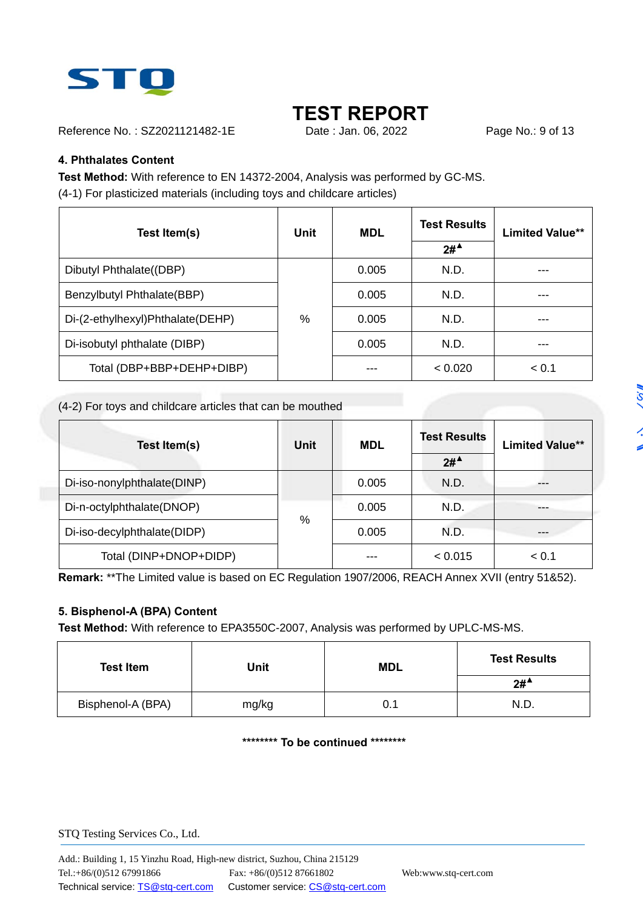# TEST REPORT

Reference No. : SZ2021121482-1E Date : Jan. 06, 2022

### 4. Phthalates Content

**Test Method:** With reference to EN 14372-2004, Analysis was performed by GC-MS.

(4-1) For plasticized materials (including toys and childcare articles)

| Test Item(s) | Unit | MDL | Test Results | Limited Value** |
|---|---|---|---|---|
| | | | 2#▲ | |
| Dibutyl Phthalate((DBP) | % | 0.005 | N.D. | --- |
| Benzylbutyl Phthalate(BBP) | | 0.005 | N.D. | --- |
| Di-(2-ethylhexyl)Phthalate(DEHP) | | 0.005 | N.D. | --- |
| Di-isobutyl phthalate (DIBP) | | 0.005 | N.D. | --- |
| Total (DBP+BBP+DEHP+DIBP) | | --- | < 0.020 | < 0.1 |

(4-2) For toys and childcare articles that can be mouthed

| Test Item(s) | Unit | MDL | Test Results | Limited Value** |
|---|---|---|---|---|
| | | | 2#▲ | |
| Di-iso-nonylphthalate(DINP) | % | 0.005 | N.D. | --- |
| Di-n-octylphthalate(DNOP) | | 0.005 | N.D. | --- |
| Di-iso-decylphthalate(DIDP) | | 0.005 | N.D. | --- |
| Total (DINP+DNOP+DIDP) | | --- | < 0.015 | < 0.1 |

**Remark:** **The Limited value is based on EC Regulation 1907/2006, REACH Annex XVII (entry 51&52).

### 5. Bisphenol-A (BPA) Content

**Test Method:** With reference to EPA3550C-2007, Analysis was performed by UPLC-MS-MS.

| Test Item | Unit | MDL | Test Results |
|---|---|---|---|
| | | | 2#▲ |
| Bisphenol-A (BPA) | mg/kg | 0.1 | N.D. |

******** To be continued ********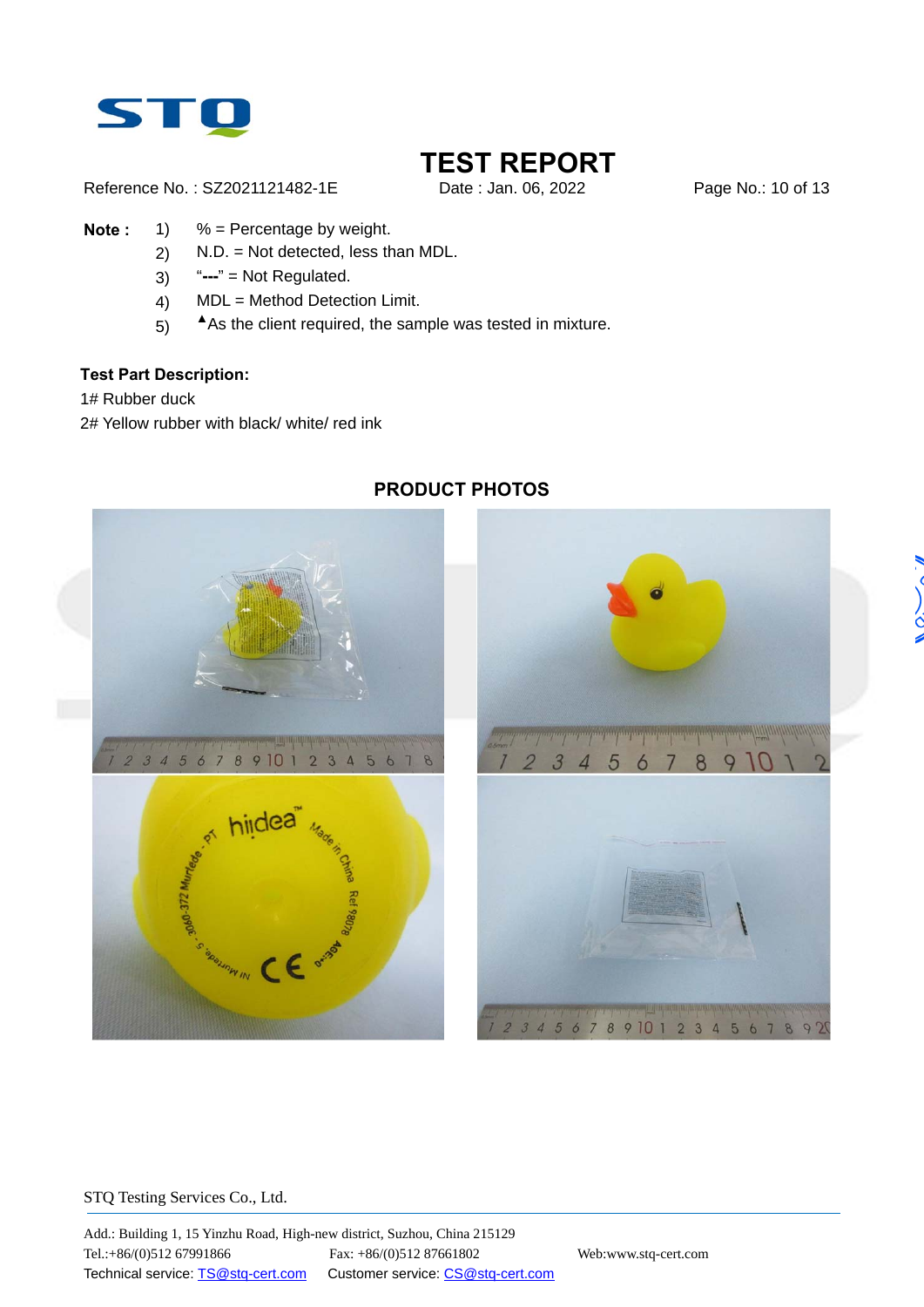# TEST REPORT

Reference No. : SZ2021121482-1E    Date : Jan. 06, 2022

**Note :**

1) % = Percentage by weight.
2) N.D. = Not detected, less than MDL.
3) "---" = Not Regulated.
4) MDL = Method Detection Limit.
5) ▲As the client required, the sample was tested in mixture.

**Test Part Description:**

1# Rubber duck

2# Yellow rubber with black/ white/ red ink

## PRODUCT PHOTOS

STQ Testing Services Co., Ltd.

Add.: Building 1, 15 Yinzhu Road, High-new district, Suzhou, China 215129

Tel.:+86/(0)512 67991866    Fax: +86/(0)512 87661802    Web:www.stq-cert.com

Technical service: TS@stq-cert.com    Customer service: CS@stq-cert.com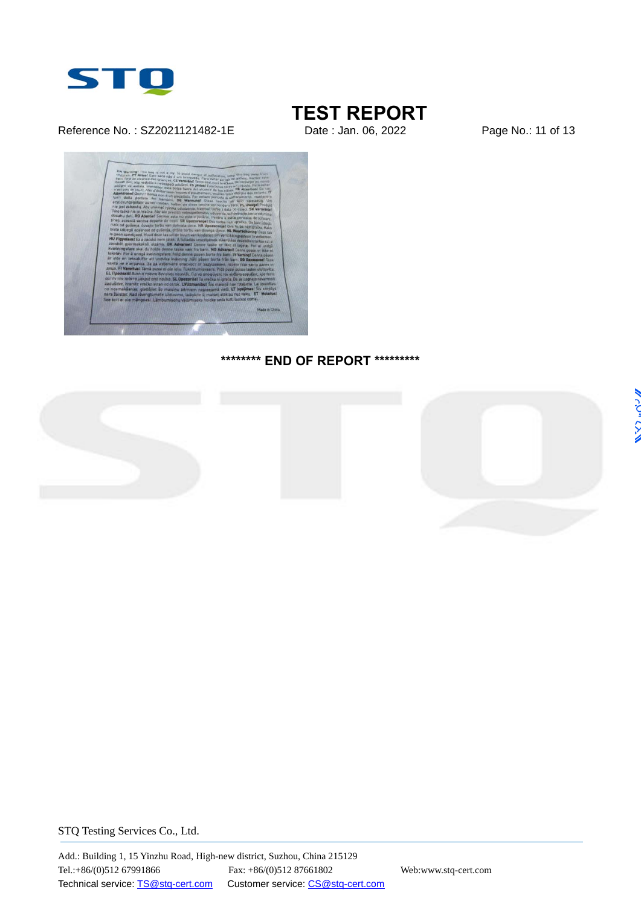# TEST REPORT

Reference No. : SZ2021121482-1E Date : Jan. 06, 2022

**\*\*\*\*\*\*\*\* END OF REPORT \*\*\*\*\*\*\*\*\***

STQ Testing Services Co., Ltd.

Add.: Building 1, 15 Yinzhu Road, High-new district, Suzhou, China 215129
Tel.:+86/(0)512 67991866 Fax: +86/(0)512 87661802 Web:www.stq-cert.com
Technical service: TS@stq-cert.com Customer service: CS@stq-cert.com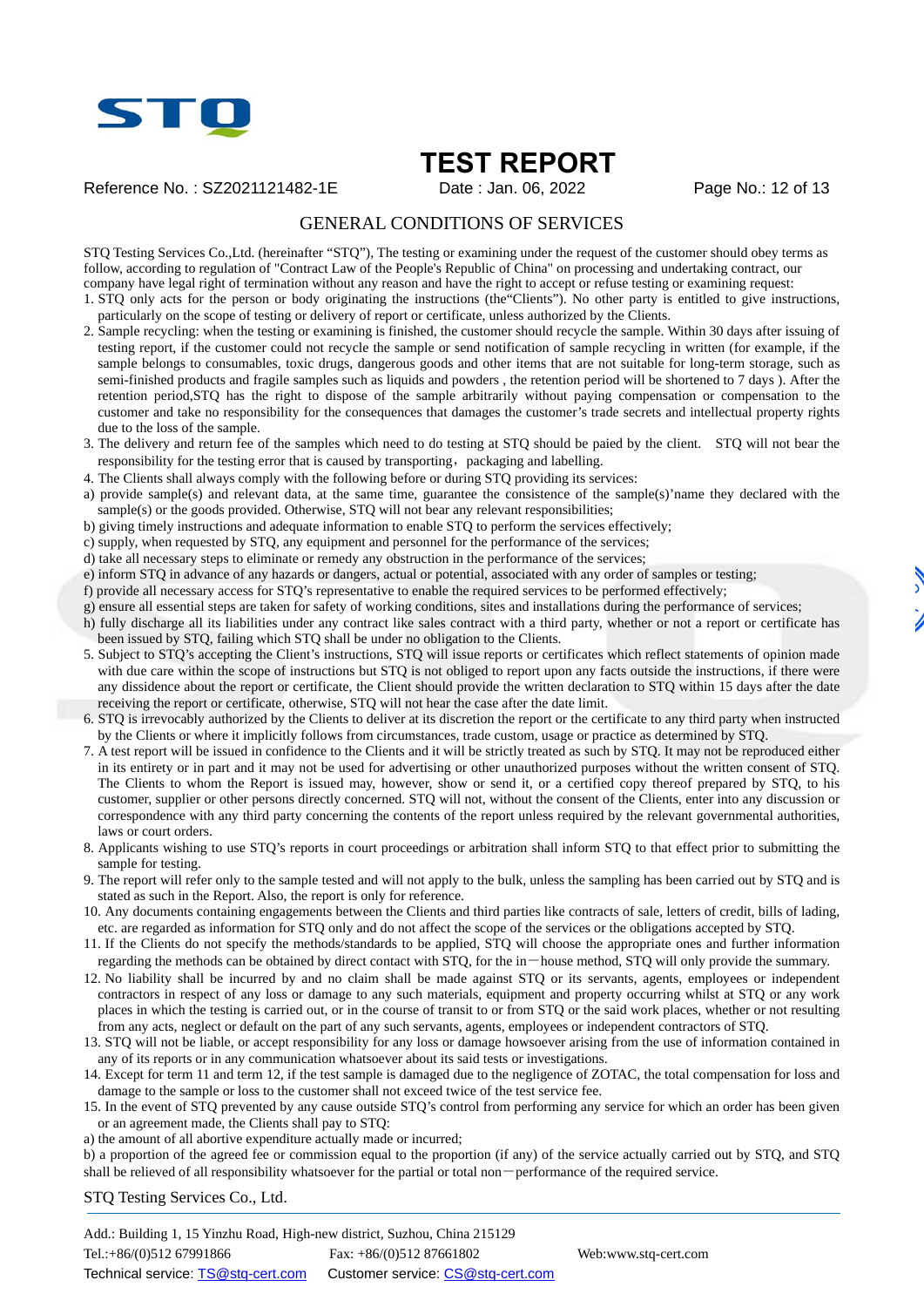# TEST REPORT

Reference No. : SZ2021121482-1E    Date : Jan. 06, 2022

## GENERAL CONDITIONS OF SERVICES

STQ Testing Services Co.,Ltd. (hereinafter "STQ"), The testing or examining under the request of the customer should obey terms as follow, according to regulation of "Contract Law of the People's Republic of China" on processing and undertaking contract, our company have legal right of termination without any reason and have the right to accept or refuse testing or examining request:

1. STQ only acts for the person or body originating the instructions (the"Clients"). No other party is entitled to give instructions, particularly on the scope of testing or delivery of report or certificate, unless authorized by the Clients.
2. Sample recycling: when the testing or examining is finished, the customer should recycle the sample. Within 30 days after issuing of testing report, if the customer could not recycle the sample or send notification of sample recycling in written (for example, if the sample belongs to consumables, toxic drugs, dangerous goods and other items that are not suitable for long-term storage, such as semi-finished products and fragile samples such as liquids and powders , the retention period will be shortened to 7 days ). After the retention period,STQ has the right to dispose of the sample arbitrarily without paying compensation or compensation to the customer and take no responsibility for the consequences that damages the customer's trade secrets and intellectual property rights due to the loss of the sample.
3. The delivery and return fee of the samples which need to do testing at STQ should be paied by the client. STQ will not bear the responsibility for the testing error that is caused by transporting，packaging and labelling.
4. The Clients shall always comply with the following before or during STQ providing its services:

a) provide sample(s) and relevant data, at the same time, guarantee the consistence of the sample(s)'name they declared with the sample(s) or the goods provided. Otherwise, STQ will not bear any relevant responsibilities;
b) giving timely instructions and adequate information to enable STQ to perform the services effectively;
c) supply, when requested by STQ, any equipment and personnel for the performance of the services;
d) take all necessary steps to eliminate or remedy any obstruction in the performance of the services;
e) inform STQ in advance of any hazards or dangers, actual or potential, associated with any order of samples or testing;
f) provide all necessary access for STQ's representative to enable the required services to be performed effectively;
g) ensure all essential steps are taken for safety of working conditions, sites and installations during the performance of services;
h) fully discharge all its liabilities under any contract like sales contract with a third party, whether or not a report or certificate has been issued by STQ, failing which STQ shall be under no obligation to the Clients.

5. Subject to STQ's accepting the Client's instructions, STQ will issue reports or certificates which reflect statements of opinion made with due care within the scope of instructions but STQ is not obliged to report upon any facts outside the instructions, if there were any dissidence about the report or certificate, the Client should provide the written declaration to STQ within 15 days after the date receiving the report or certificate, otherwise, STQ will not hear the case after the date limit.
6. STQ is irrevocably authorized by the Clients to deliver at its discretion the report or the certificate to any third party when instructed by the Clients or where it implicitly follows from circumstances, trade custom, usage or practice as determined by STQ.
7. A test report will be issued in confidence to the Clients and it will be strictly treated as such by STQ. It may not be reproduced either in its entirety or in part and it may not be used for advertising or other unauthorized purposes without the written consent of STQ. The Clients to whom the Report is issued may, however, show or send it, or a certified copy thereof prepared by STQ, to his customer, supplier or other persons directly concerned. STQ will not, without the consent of the Clients, enter into any discussion or correspondence with any third party concerning the contents of the report unless required by the relevant governmental authorities, laws or court orders.
8. Applicants wishing to use STQ's reports in court proceedings or arbitration shall inform STQ to that effect prior to submitting the sample for testing.
9. The report will refer only to the sample tested and will not apply to the bulk, unless the sampling has been carried out by STQ and is stated as such in the Report. Also, the report is only for reference.
10. Any documents containing engagements between the Clients and third parties like contracts of sale, letters of credit, bills of lading, etc. are regarded as information for STQ only and do not affect the scope of the services or the obligations accepted by STQ.
11. If the Clients do not specify the methods/standards to be applied, STQ will choose the appropriate ones and further information regarding the methods can be obtained by direct contact with STQ, for the in－house method, STQ will only provide the summary.
12. No liability shall be incurred by and no claim shall be made against STQ or its servants, agents, employees or independent contractors in respect of any loss or damage to any such materials, equipment and property occurring whilst at STQ or any work places in which the testing is carried out, or in the course of transit to or from STQ or the said work places, whether or not resulting from any acts, neglect or default on the part of any such servants, agents, employees or independent contractors of STQ.
13. STQ will not be liable, or accept responsibility for any loss or damage howsoever arising from the use of information contained in any of its reports or in any communication whatsoever about its said tests or investigations.
14. Except for term 11 and term 12, if the test sample is damaged due to the negligence of ZOTAC, the total compensation for loss and damage to the sample or loss to the customer shall not exceed twice of the test service fee.
15. In the event of STQ prevented by any cause outside STQ's control from performing any service for which an order has been given or an agreement made, the Clients shall pay to STQ:

a) the amount of all abortive expenditure actually made or incurred;
b) a proportion of the agreed fee or commission equal to the proportion (if any) of the service actually carried out by STQ, and STQ shall be relieved of all responsibility whatsoever for the partial or total non－performance of the required service.

STQ Testing Services Co., Ltd.

Add.: Building 1, 15 Yinzhu Road, High-new district, Suzhou, China 215129
Tel.:+86/(0)512 67991866    Fax: +86/(0)512 87661802    Web:www.stq-cert.com
Technical service: TS@stq-cert.com    Customer service: CS@stq-cert.com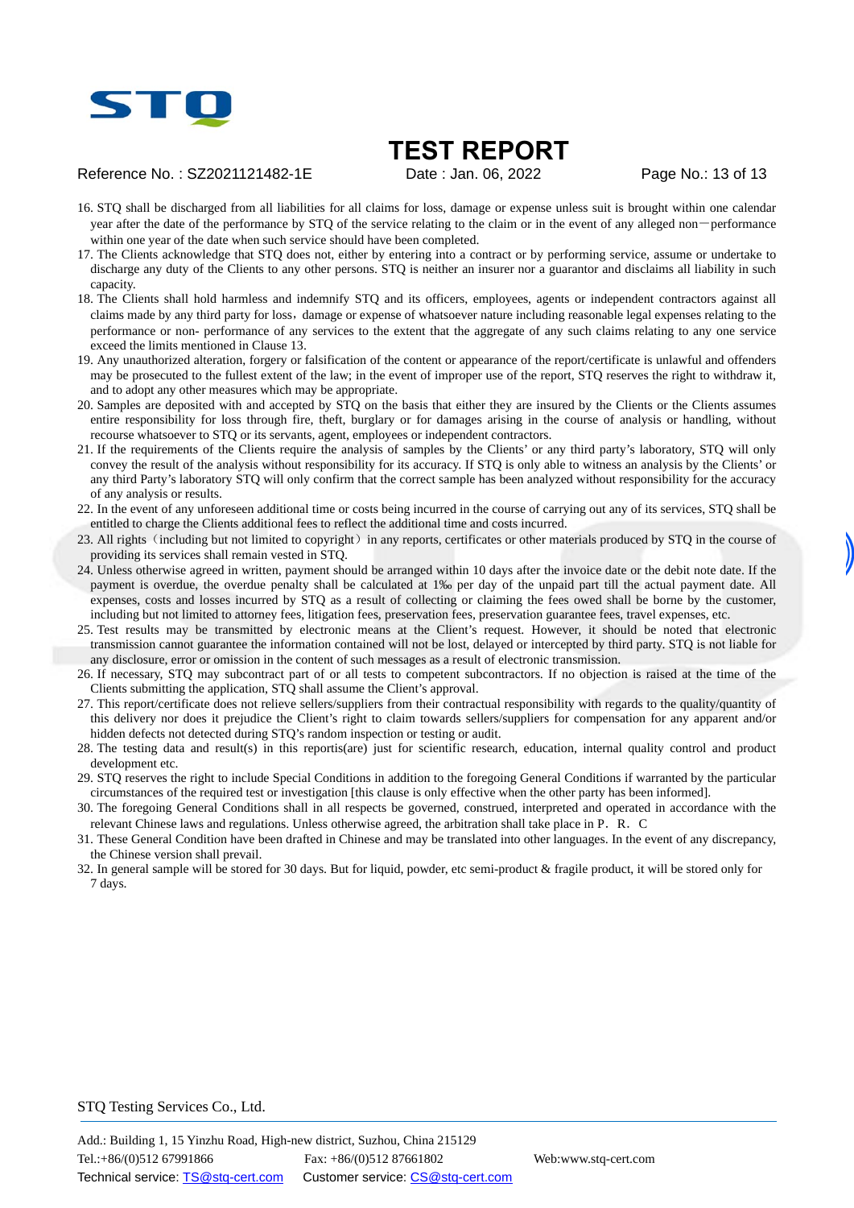16. STQ shall be discharged from all liabilities for all claims for loss, damage or expense unless suit is brought within one calendar year after the date of the performance by STQ of the service relating to the claim or in the event of any alleged non－performance within one year of the date when such service should have been completed.
17. The Clients acknowledge that STQ does not, either by entering into a contract or by performing service, assume or undertake to discharge any duty of the Clients to any other persons. STQ is neither an insurer nor a guarantor and disclaims all liability in such capacity.
18. The Clients shall hold harmless and indemnify STQ and its officers, employees, agents or independent contractors against all claims made by any third party for loss，damage or expense of whatsoever nature including reasonable legal expenses relating to the performance or non- performance of any services to the extent that the aggregate of any such claims relating to any one service exceed the limits mentioned in Clause 13.
19. Any unauthorized alteration, forgery or falsification of the content or appearance of the report/certificate is unlawful and offenders may be prosecuted to the fullest extent of the law; in the event of improper use of the report, STQ reserves the right to withdraw it, and to adopt any other measures which may be appropriate.
20. Samples are deposited with and accepted by STQ on the basis that either they are insured by the Clients or the Clients assumes entire responsibility for loss through fire, theft, burglary or for damages arising in the course of analysis or handling, without recourse whatsoever to STQ or its servants, agent, employees or independent contractors.
21. If the requirements of the Clients require the analysis of samples by the Clients' or any third party's laboratory, STQ will only convey the result of the analysis without responsibility for its accuracy. If STQ is only able to witness an analysis by the Clients' or any third Party's laboratory STQ will only confirm that the correct sample has been analyzed without responsibility for the accuracy of any analysis or results.
22. In the event of any unforeseen additional time or costs being incurred in the course of carrying out any of its services, STQ shall be entitled to charge the Clients additional fees to reflect the additional time and costs incurred.
23. All rights（including but not limited to copyright）in any reports, certificates or other materials produced by STQ in the course of providing its services shall remain vested in STQ.
24. Unless otherwise agreed in written, payment should be arranged within 10 days after the invoice date or the debit note date. If the payment is overdue, the overdue penalty shall be calculated at 1‰ per day of the unpaid part till the actual payment date. All expenses, costs and losses incurred by STQ as a result of collecting or claiming the fees owed shall be borne by the customer, including but not limited to attorney fees, litigation fees, preservation fees, preservation guarantee fees, travel expenses, etc.
25. Test results may be transmitted by electronic means at the Client's request. However, it should be noted that electronic transmission cannot guarantee the information contained will not be lost, delayed or intercepted by third party. STQ is not liable for any disclosure, error or omission in the content of such messages as a result of electronic transmission.
26. If necessary, STQ may subcontract part of or all tests to competent subcontractors. If no objection is raised at the time of the Clients submitting the application, STQ shall assume the Client's approval.
27. This report/certificate does not relieve sellers/suppliers from their contractual responsibility with regards to the quality/quantity of this delivery nor does it prejudice the Client's right to claim towards sellers/suppliers for compensation for any apparent and/or hidden defects not detected during STQ's random inspection or testing or audit.
28. The testing data and result(s) in this reportis(are) just for scientific research, education, internal quality control and product development etc.
29. STQ reserves the right to include Special Conditions in addition to the foregoing General Conditions if warranted by the particular circumstances of the required test or investigation [this clause is only effective when the other party has been informed].
30. The foregoing General Conditions shall in all respects be governed, construed, interpreted and operated in accordance with the relevant Chinese laws and regulations. Unless otherwise agreed, the arbitration shall take place in P．R．C
31. These General Condition have been drafted in Chinese and may be translated into other languages. In the event of any discrepancy, the Chinese version shall prevail.
32. In general sample will be stored for 30 days. But for liquid, powder, etc semi-product & fragile product, it will be stored only for 7 days.